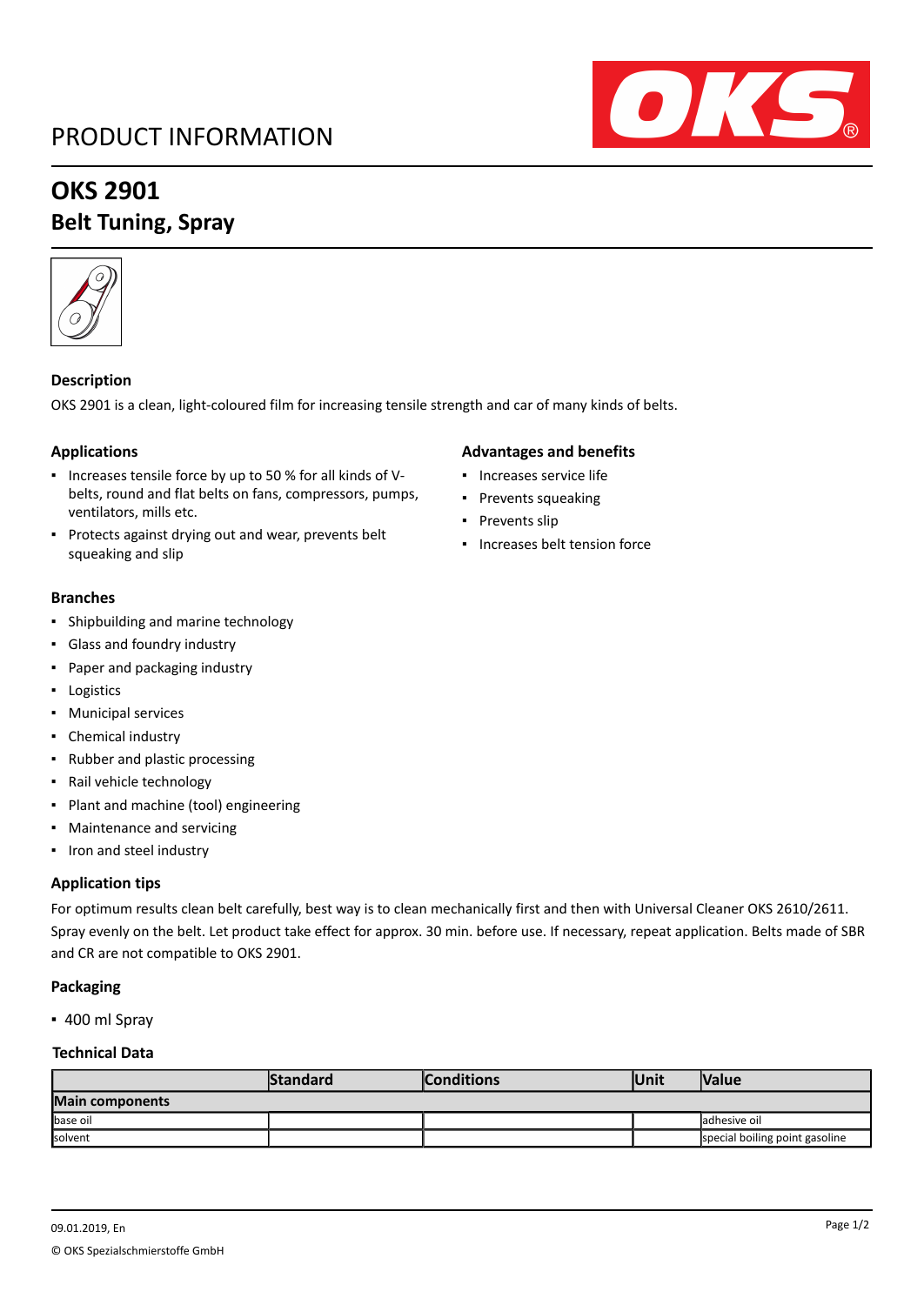# PRODUCT INFORMATION

## OKS 2901

## Belt Tuning, Spray

### Description

OKS 2901 is a clean, light-coloured film for increasing tensile strength and car of many kinds of belts.

### Applications

- Increases tensile force by up to 50 % for all kinds of V-belts, round and flat belts on fans, compressors, pumps, ventilators, mills etc.
- Protects against drying out and wear, prevents belt squeaking and slip

### Advantages and benefits

- Increases service life
- Prevents squeaking
- Prevents slip
- Increases belt tension force

### Branches

- Shipbuilding and marine technology
- Glass and foundry industry
- Paper and packaging industry
- Logistics
- Municipal services
- Chemical industry
- Rubber and plastic processing
- Rail vehicle technology
- Plant and machine (tool) engineering
- Maintenance and servicing
- Iron and steel industry

### Application tips

For optimum results clean belt carefully, best way is to clean mechanically first and then with Universal Cleaner OKS 2610/2611. Spray evenly on the belt. Let product take effect for approx. 30 min. before use. If necessary, repeat application. Belts made of SBR and CR are not compatible to OKS 2901.

### Packaging

- 400 ml Spray

### Technical Data

| | Standard | Conditions | Unit | Value |
|---|---|---|---|---|
| **Main components** | | | | |
| base oil | | | | adhesive oil |
| solvent | | | | special boiling point gasoline |

09.01.2019, En

© OKS Spezialschmierstoffe GmbH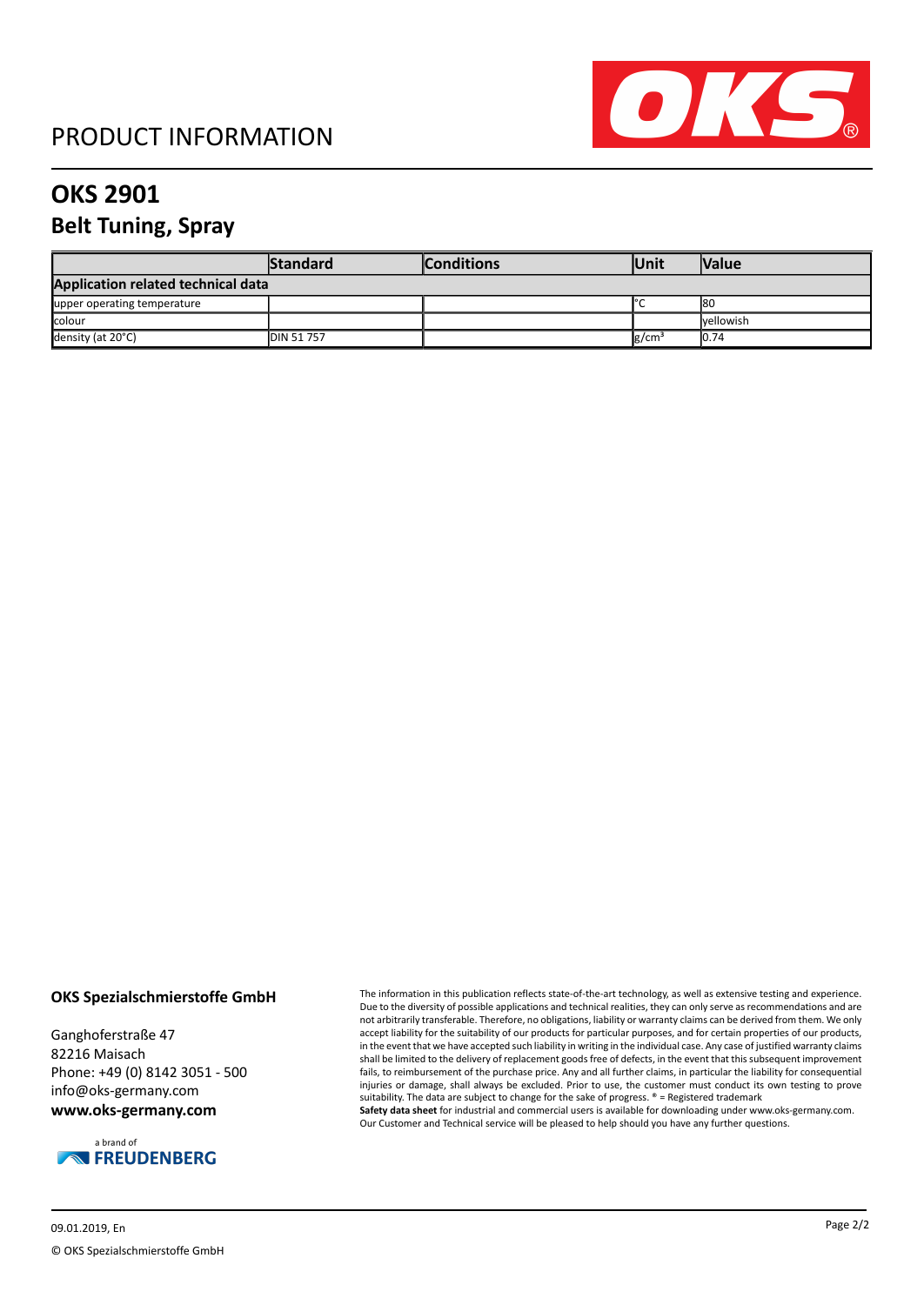PRODUCT INFORMATION

# OKS 2901

## Belt Tuning, Spray

| | Standard | Conditions | Unit | Value |
|---|---|---|---|---|
| **Application related technical data** | | | | |
| upper operating temperature | | | °C | 80 |
| colour | | | | yellowish |
| density (at 20°C) | DIN 51 757 | | $g/cm^3$ | 0.74 |

**OKS Spezialschmierstoffe GmbH**

Ganghoferstraße 47
82216 Maisach
Phone: +49 (0) 8142 3051 - 500
info@oks-germany.com
**www.oks-germany.com**

a brand of FREUDENBERG

The information in this publication reflects state-of-the-art technology, as well as extensive testing and experience. Due to the diversity of possible applications and technical realities, they can only serve as recommendations and are not arbitrarily transferable. Therefore, no obligations, liability or warranty claims can be derived from them. We only accept liability for the suitability of our products for particular purposes, and for certain properties of our products, in the event that we have accepted such liability in writing in the individual case. Any case of justified warranty claims shall be limited to the delivery of replacement goods free of defects, in the event that this subsequent improvement fails, to reimbursement of the purchase price. Any and all further claims, in particular the liability for consequential injuries or damage, shall always be excluded. Prior to use, the customer must conduct its own testing to prove suitability. The data are subject to change for the sake of progress. ® = Registered trademark
**Safety data sheet** for industrial and commercial users is available for downloading under www.oks-germany.com. Our Customer and Technical service will be pleased to help should you have any further questions.

09.01.2019, En

© OKS Spezialschmierstoffe GmbH